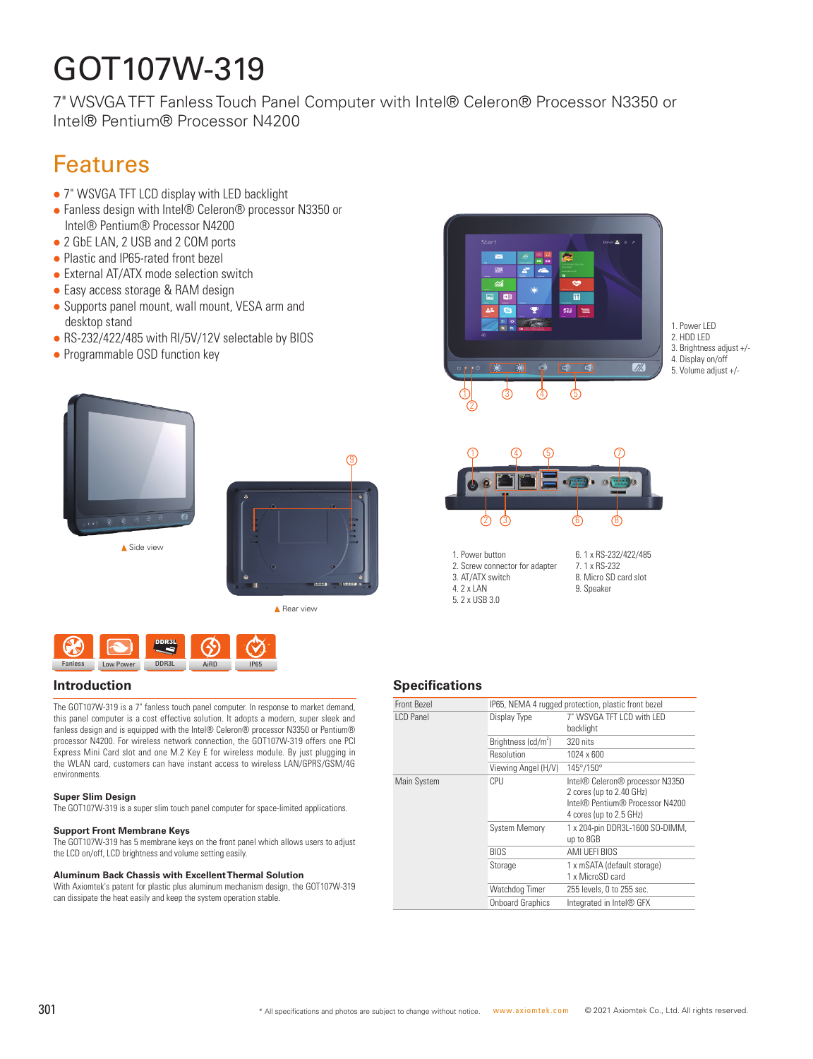# GOT107W-319

7" WSVGA TFT Fanless Touch Panel Computer with Intel® Celeron® Processor N3350 or Intel® Pentium® Processor N4200

## Features

- 7" WSVGA TFT LCD display with LED backlight
- Fanless design with Intel® Celeron® processor N3350 or Intel® Pentium® Processor N4200
- 2 GbE LAN, 2 USB and 2 COM ports
- Plastic and IP65-rated front bezel
- External AT/ATX mode selection switch
- Easy access storage & RAM design
- Supports panel mount, wall mount, VESA arm and desktop stand
- RS-232/422/485 with RI/5V/12V selectable by BIOS
- Programmable OSD function key

1. Power LED
2. HDD LED
3. Brightness adjust +/-
4. Display on/off
5. Volume adjust +/-

Side view

Rear view

1. Power button
2. Screw connector for adapter
3. AT/ATX switch
4. 2 x LAN
5. 2 x USB 3.0
6. 1 x RS-232/422/485
7. 1 x RS-232
8. Micro SD card slot
9. Speaker

Fanless | Low Power | DDR3L | AiRD | IP65

## Introduction

The GOT107W-319 is a 7" fanless touch panel computer. In response to market demand, this panel computer is a cost effective solution. It adopts a modern, super sleek and fanless design and is equipped with the Intel® Celeron® processor N3350 or Pentium® processor N4200. For wireless network connection, the GOT107W-319 offers one PCI Express Mini Card slot and one M.2 Key E for wireless module. By just plugging in the WLAN card, customers can have instant access to wireless LAN/GPRS/GSM/4G environments.

**Super Slim Design**
The GOT107W-319 is a super slim touch panel computer for space-limited applications.

**Support Front Membrane Keys**
The GOT107W-319 has 5 membrane keys on the front panel which allows users to adjust the LCD on/off, LCD brightness and volume setting easily.

**Aluminum Back Chassis with Excellent Thermal Solution**
With Axiomtek's patent for plastic plus aluminum mechanism design, the GOT107W-319 can dissipate the heat easily and keep the system operation stable.

## Specifications

| | | |
|---|---|---|
| Front Bezel | IP65, NEMA 4 rugged protection, plastic front bezel | |
| LCD Panel | Display Type | 7" WSVGA TFT LCD with LED backlight |
| | Brightness (cd/m$^2$) | 320 nits |
| | Resolution | 1024 x 600 |
| | Viewing Angel (H/V) | 145°/150° |
| Main System | CPU | Intel® Celeron® processor N3350 2 cores (up to 2.40 GHz) Intel® Pentium® Processor N4200 4 cores (up to 2.5 GHz) |
| | System Memory | 1 x 204-pin DDR3L-1600 SO-DIMM, up to 8GB |
| | BIOS | AMI UEFI BIOS |
| | Storage | 1 x mSATA (default storage) 1 x MicroSD card |
| | Watchdog Timer | 255 levels, 0 to 255 sec. |
| | Onboard Graphics | Integrated in Intel® GFX |

* All specifications and photos are subject to change without notice. www.axiomtek.com © 2021 Axiomtek Co., Ltd. All rights reserved.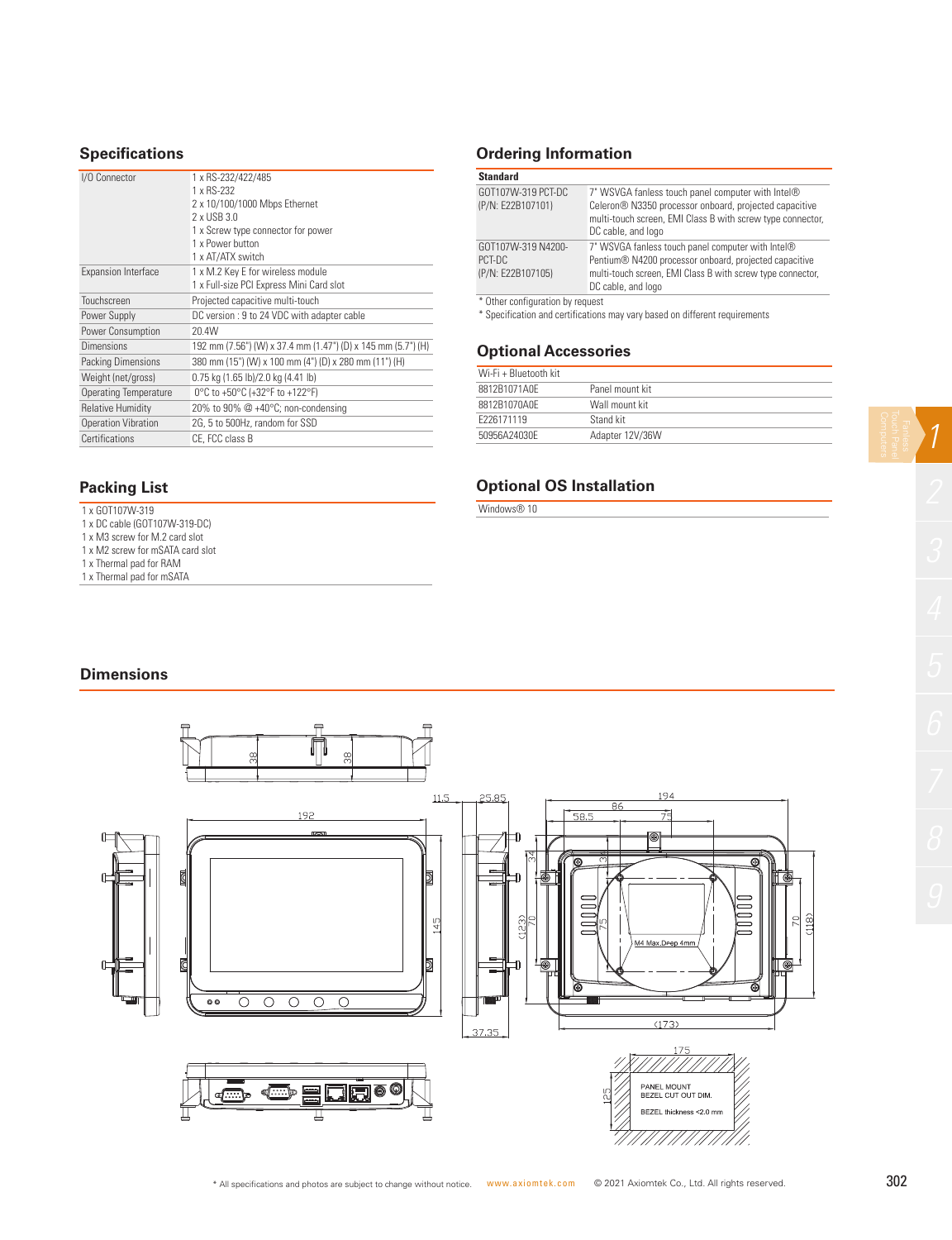## Specifications

| | |
|---|---|
| I/O Connector | 1 x RS-232/422/485<br>1 x RS-232<br>2 x 10/100/1000 Mbps Ethernet<br>2 x USB 3.0<br>1 x Screw type connector for power<br>1 x Power button<br>1 x AT/ATX switch |
| Expansion Interface | 1 x M.2 Key E for wireless module<br>1 x Full-size PCI Express Mini Card slot |
| Touchscreen | Projected capacitive multi-touch |
| Power Supply | DC version : 9 to 24 VDC with adapter cable |
| Power Consumption | 20.4W |
| Dimensions | 192 mm (7.56") (W) x 37.4 mm (1.47") (D) x 145 mm (5.7") (H) |
| Packing Dimensions | 380 mm (15") (W) x 100 mm (4") (D) x 280 mm (11") (H) |
| Weight (net/gross) | 0.75 kg (1.65 lb)/2.0 kg (4.41 lb) |
| Operating Temperature | 0°C to +50°C (+32°F to +122°F) |
| Relative Humidity | 20% to 90% @ +40°C; non-condensing |
| Operation Vibration | 2G, 5 to 500Hz, random for SSD |
| Certifications | CE, FCC class B |

## Packing List

1 x GOT107W-319
1 x DC cable (GOT107W-319-DC)
1 x M3 screw for M.2 card slot
1 x M2 screw for mSATA card slot
1 x Thermal pad for RAM
1 x Thermal pad for mSATA

## Ordering Information

| Standard | |
|---|---|
| GOT107W-319 PCT-DC (P/N: E22B107101) | 7" WSVGA fanless touch panel computer with Intel® Celeron® N3350 processor onboard, projected capacitive multi-touch screen, EMI Class B with screw type connector, DC cable, and logo |
| GOT107W-319 N4200-PCT-DC (P/N: E22B107105) | 7" WSVGA fanless touch panel computer with Intel® Pentium® N4200 processor onboard, projected capacitive multi-touch screen, EMI Class B with screw type connector, DC cable, and logo |

* Other configuration by request
* Specification and certifications may vary based on different requirements

## Optional Accessories

| Wi-Fi + Bluetooth kit | |
|---|---|
| 8812B1071A0E | Panel mount kit |
| 8812B1070A0E | Wall mount kit |
| E226171119 | Stand kit |
| 50956A24030E | Adapter 12V/36W |

## Optional OS Installation

Windows® 10

## Dimensions

38
38
192
145
11.5
25.85
37.35
(123)
70
34
194
86
58.5
75
3
75
M4 Max.Deep 4mm
70
(118)
(173)
175
125
PANEL MOUNT
BEZEL CUT OUT DIM.
BEZEL thickness <2.0 mm

* All specifications and photos are subject to change without notice. www.axiomtek.com © 2021 Axiomtek Co., Ltd. All rights reserved.